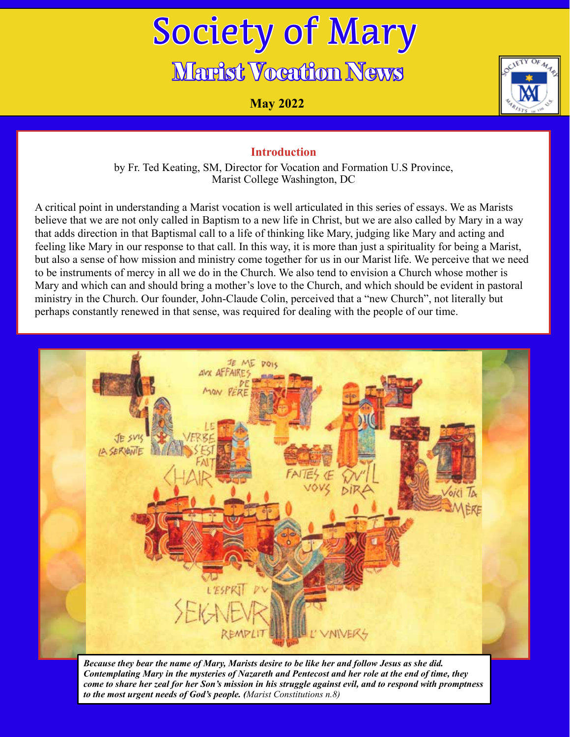# Society of Mary

## Marist Vocation News

**May 2022**

### Introduction

by Fr. Ted Keating, SM, Director for Vocation and Formation U.S Province, Marist College Washington, DC

A critical point in understanding a Marist vocation is well articulated in this series of essays. We as Marists believe that we are not only called in Baptism to a new life in Christ, but we are also called by Mary in a way that adds direction in that Baptismal call to a life of thinking like Mary, judging like Mary and acting and feeling like Mary in our response to that call. In this way, it is more than just a spirituality for being a Marist, but also a sense of how mission and ministry come together for us in our Marist life. We perceive that we need to be instruments of mercy in all we do in the Church. We also tend to envision a Church whose mother is Mary and which can and should bring a mother's love to the Church, and which should be evident in pastoral ministry in the Church. Our founder, John-Claude Colin, perceived that a "new Church", not literally but perhaps constantly renewed in that sense, was required for dealing with the people of our time.

***Because they bear the name of Mary, Marists desire to be like her and follow Jesus as she did. Contemplating Mary in the mysteries of Nazareth and Pentecost and her role at the end of time, they come to share her zeal for her Son's mission in his struggle against evil, and to respond with promptness to the most urgent needs of God's people.*** *(Marist Constitutions n.8)*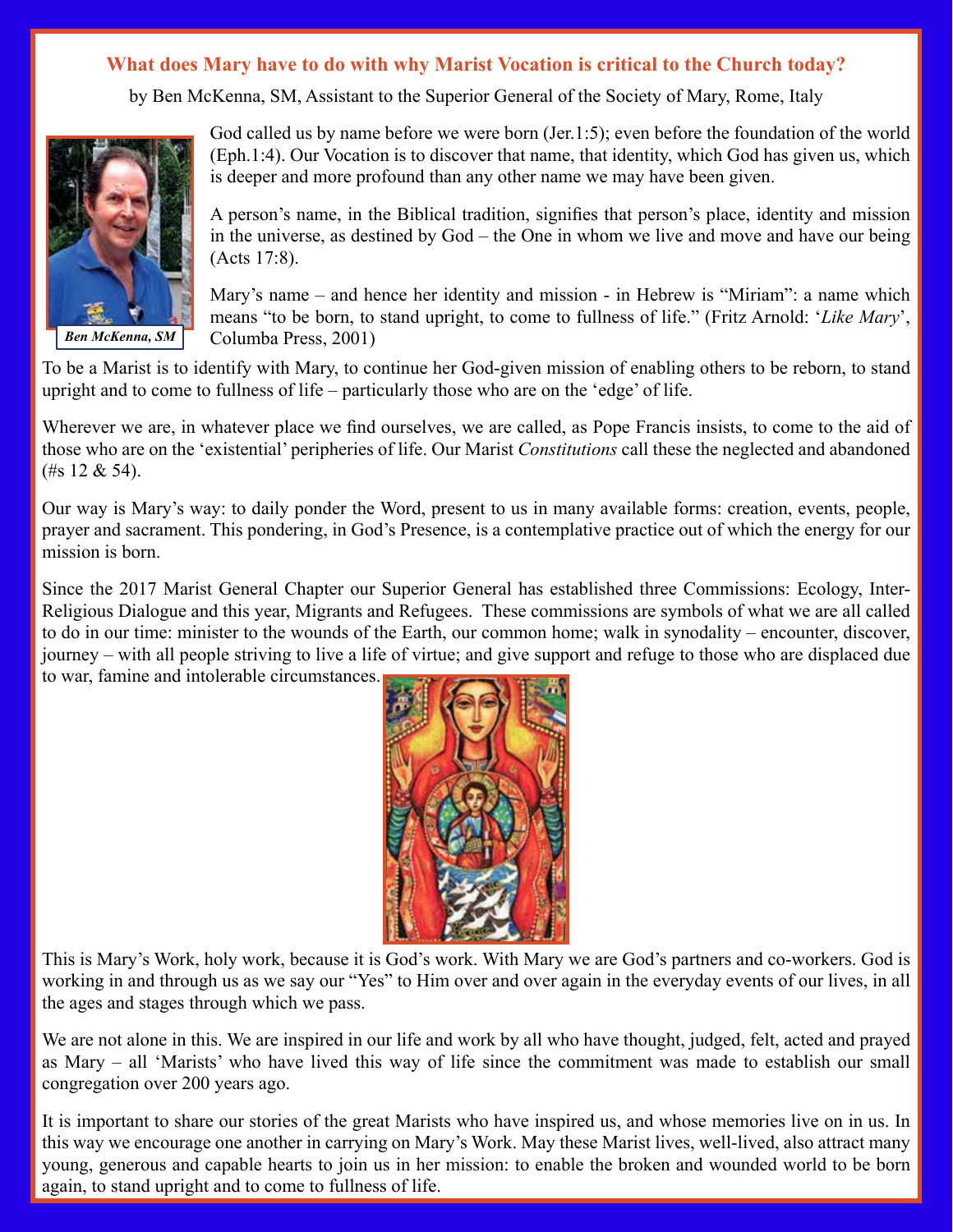## What does Mary have to do with why Marist Vocation is critical to the Church today?

by Ben McKenna, SM, Assistant to the Superior General of the Society of Mary, Rome, Italy

*Ben McKenna, SM*

God called us by name before we were born (Jer.1:5); even before the foundation of the world (Eph.1:4). Our Vocation is to discover that name, that identity, which God has given us, which is deeper and more profound than any other name we may have been given.

A person's name, in the Biblical tradition, signifies that person's place, identity and mission in the universe, as destined by God – the One in whom we live and move and have our being (Acts 17:8).

Mary's name – and hence her identity and mission - in Hebrew is "Miriam": a name which means "to be born, to stand upright, to come to fullness of life." (Fritz Arnold: '*Like Mary*', Columba Press, 2001)

To be a Marist is to identify with Mary, to continue her God-given mission of enabling others to be reborn, to stand upright and to come to fullness of life – particularly those who are on the 'edge' of life.

Wherever we are, in whatever place we find ourselves, we are called, as Pope Francis insists, to come to the aid of those who are on the 'existential' peripheries of life. Our Marist *Constitutions* call these the neglected and abandoned (#s 12 & 54).

Our way is Mary's way: to daily ponder the Word, present to us in many available forms: creation, events, people, prayer and sacrament. This pondering, in God's Presence, is a contemplative practice out of which the energy for our mission is born.

Since the 2017 Marist General Chapter our Superior General has established three Commissions: Ecology, Inter-Religious Dialogue and this year, Migrants and Refugees. These commissions are symbols of what we are all called to do in our time: minister to the wounds of the Earth, our common home; walk in synodality – encounter, discover, journey – with all people striving to live a life of virtue; and give support and refuge to those who are displaced due to war, famine and intolerable circumstances.

This is Mary's Work, holy work, because it is God's work. With Mary we are God's partners and co-workers. God is working in and through us as we say our "Yes" to Him over and over again in the everyday events of our lives, in all the ages and stages through which we pass.

We are not alone in this. We are inspired in our life and work by all who have thought, judged, felt, acted and prayed as Mary – all 'Marists' who have lived this way of life since the commitment was made to establish our small congregation over 200 years ago.

It is important to share our stories of the great Marists who have inspired us, and whose memories live on in us. In this way we encourage one another in carrying on Mary's Work. May these Marist lives, well-lived, also attract many young, generous and capable hearts to join us in her mission: to enable the broken and wounded world to be born again, to stand upright and to come to fullness of life.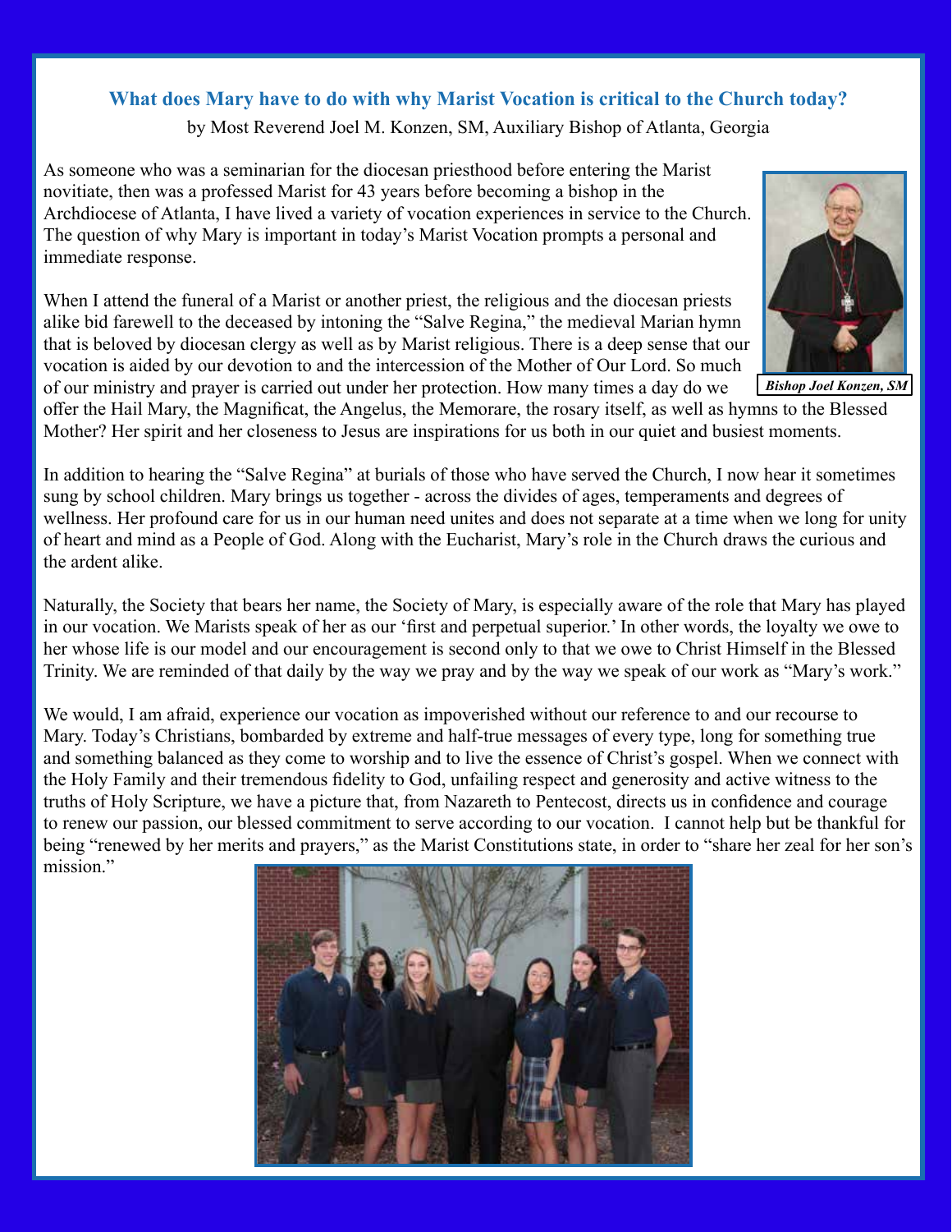## What does Mary have to do with why Marist Vocation is critical to the Church today?

by Most Reverend Joel M. Konzen, SM, Auxiliary Bishop of Atlanta, Georgia

As someone who was a seminarian for the diocesan priesthood before entering the Marist novitiate, then was a professed Marist for 43 years before becoming a bishop in the Archdiocese of Atlanta, I have lived a variety of vocation experiences in service to the Church. The question of why Mary is important in today's Marist Vocation prompts a personal and immediate response.

*Bishop Joel Konzen, SM*

When I attend the funeral of a Marist or another priest, the religious and the diocesan priests alike bid farewell to the deceased by intoning the "Salve Regina," the medieval Marian hymn that is beloved by diocesan clergy as well as by Marist religious. There is a deep sense that our vocation is aided by our devotion to and the intercession of the Mother of Our Lord. So much of our ministry and prayer is carried out under her protection. How many times a day do we offer the Hail Mary, the Magnificat, the Angelus, the Memorare, the rosary itself, as well as hymns to the Blessed Mother? Her spirit and her closeness to Jesus are inspirations for us both in our quiet and busiest moments.

In addition to hearing the "Salve Regina" at burials of those who have served the Church, I now hear it sometimes sung by school children. Mary brings us together - across the divides of ages, temperaments and degrees of wellness. Her profound care for us in our human need unites and does not separate at a time when we long for unity of heart and mind as a People of God. Along with the Eucharist, Mary's role in the Church draws the curious and the ardent alike.

Naturally, the Society that bears her name, the Society of Mary, is especially aware of the role that Mary has played in our vocation. We Marists speak of her as our 'first and perpetual superior.' In other words, the loyalty we owe to her whose life is our model and our encouragement is second only to that we owe to Christ Himself in the Blessed Trinity. We are reminded of that daily by the way we pray and by the way we speak of our work as "Mary's work."

We would, I am afraid, experience our vocation as impoverished without our reference to and our recourse to Mary. Today's Christians, bombarded by extreme and half-true messages of every type, long for something true and something balanced as they come to worship and to live the essence of Christ's gospel. When we connect with the Holy Family and their tremendous fidelity to God, unfailing respect and generosity and active witness to the truths of Holy Scripture, we have a picture that, from Nazareth to Pentecost, directs us in confidence and courage to renew our passion, our blessed commitment to serve according to our vocation. I cannot help but be thankful for being "renewed by her merits and prayers," as the Marist Constitutions state, in order to "share her zeal for her son's mission."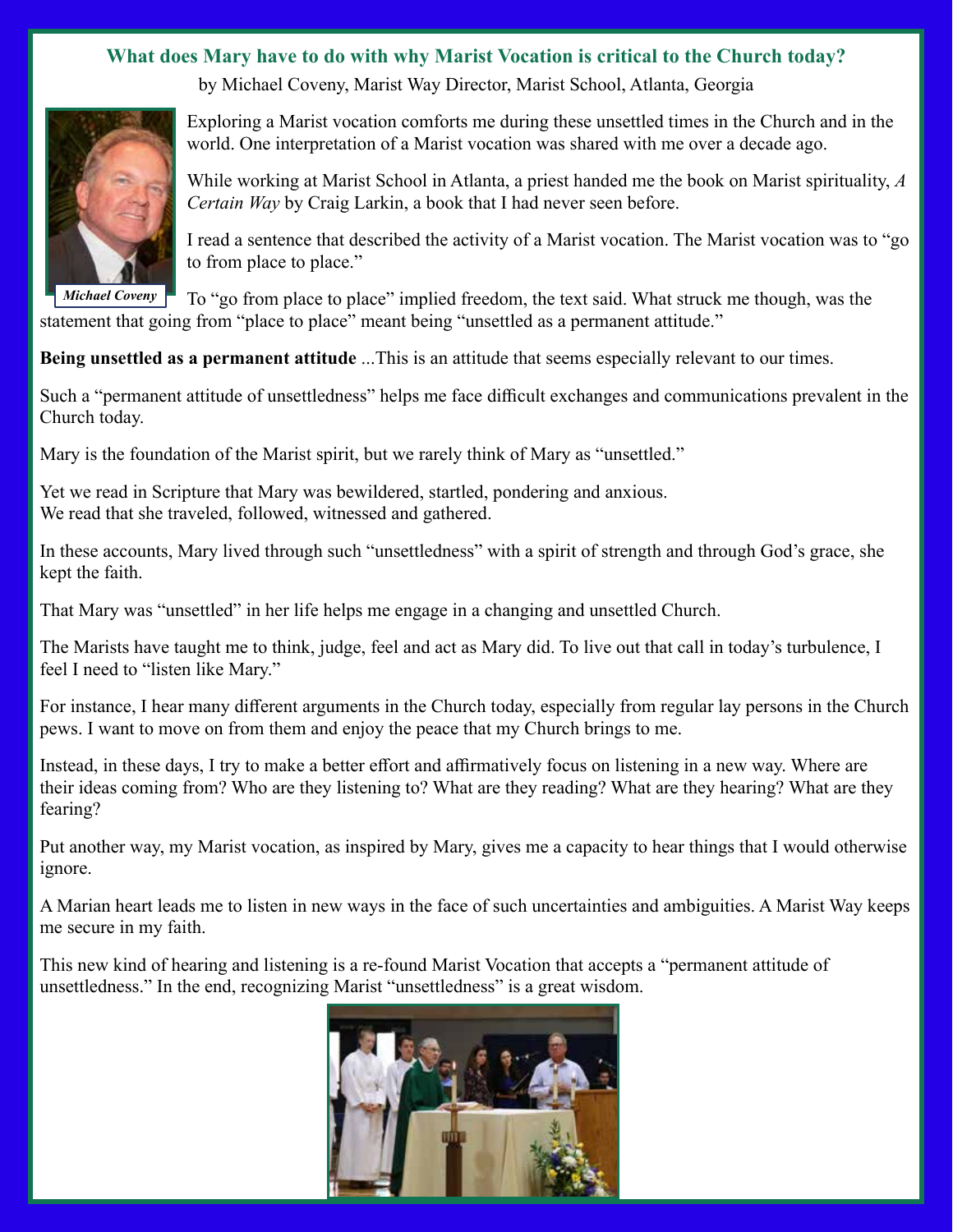## What does Mary have to do with why Marist Vocation is critical to the Church today?

by Michael Coveny, Marist Way Director, Marist School, Atlanta, Georgia

*Michael Coveny*

Exploring a Marist vocation comforts me during these unsettled times in the Church and in the world. One interpretation of a Marist vocation was shared with me over a decade ago.

While working at Marist School in Atlanta, a priest handed me the book on Marist spirituality, *A Certain Way* by Craig Larkin, a book that I had never seen before.

I read a sentence that described the activity of a Marist vocation. The Marist vocation was to "go to from place to place."

To "go from place to place" implied freedom, the text said. What struck me though, was the statement that going from "place to place" meant being "unsettled as a permanent attitude."

**Being unsettled as a permanent attitude** ...This is an attitude that seems especially relevant to our times.

Such a "permanent attitude of unsettledness" helps me face difficult exchanges and communications prevalent in the Church today.

Mary is the foundation of the Marist spirit, but we rarely think of Mary as "unsettled."

Yet we read in Scripture that Mary was bewildered, startled, pondering and anxious.
We read that she traveled, followed, witnessed and gathered.

In these accounts, Mary lived through such "unsettledness" with a spirit of strength and through God's grace, she kept the faith.

That Mary was "unsettled" in her life helps me engage in a changing and unsettled Church.

The Marists have taught me to think, judge, feel and act as Mary did. To live out that call in today's turbulence, I feel I need to "listen like Mary."

For instance, I hear many different arguments in the Church today, especially from regular lay persons in the Church pews. I want to move on from them and enjoy the peace that my Church brings to me.

Instead, in these days, I try to make a better effort and affirmatively focus on listening in a new way. Where are their ideas coming from? Who are they listening to? What are they reading? What are they hearing? What are they fearing?

Put another way, my Marist vocation, as inspired by Mary, gives me a capacity to hear things that I would otherwise ignore.

A Marian heart leads me to listen in new ways in the face of such uncertainties and ambiguities. A Marist Way keeps me secure in my faith.

This new kind of hearing and listening is a re-found Marist Vocation that accepts a "permanent attitude of unsettledness." In the end, recognizing Marist "unsettledness" is a great wisdom.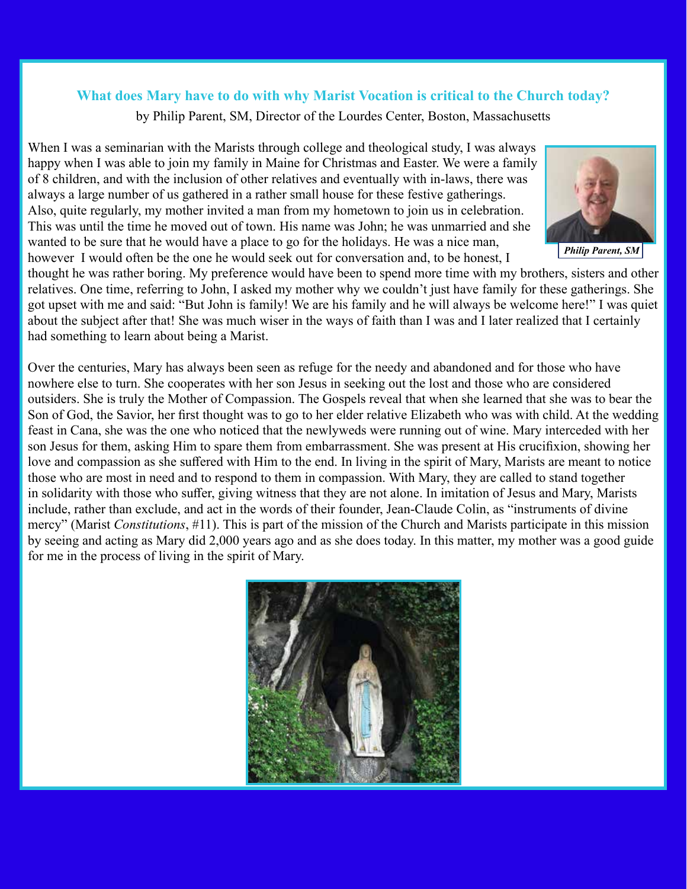## What does Mary have to do with why Marist Vocation is critical to the Church today?

by Philip Parent, SM, Director of the Lourdes Center, Boston, Massachusetts

When I was a seminarian with the Marists through college and theological study, I was always happy when I was able to join my family in Maine for Christmas and Easter. We were a family of 8 children, and with the inclusion of other relatives and eventually with in-laws, there was always a large number of us gathered in a rather small house for these festive gatherings. Also, quite regularly, my mother invited a man from my hometown to join us in celebration. This was until the time he moved out of town. His name was John; he was unmarried and she wanted to be sure that he would have a place to go for the holidays. He was a nice man, however I would often be the one he would seek out for conversation and, to be honest, I thought he was rather boring. My preference would have been to spend more time with my brothers, sisters and other relatives. One time, referring to John, I asked my mother why we couldn't just have family for these gatherings. She got upset with me and said: "But John is family! We are his family and he will always be welcome here!" I was quiet about the subject after that! She was much wiser in the ways of faith than I was and I later realized that I certainly had something to learn about being a Marist.

***Philip Parent, SM***

Over the centuries, Mary has always been seen as refuge for the needy and abandoned and for those who have nowhere else to turn. She cooperates with her son Jesus in seeking out the lost and those who are considered outsiders. She is truly the Mother of Compassion. The Gospels reveal that when she learned that she was to bear the Son of God, the Savior, her first thought was to go to her elder relative Elizabeth who was with child. At the wedding feast in Cana, she was the one who noticed that the newlyweds were running out of wine. Mary interceded with her son Jesus for them, asking Him to spare them from embarrassment. She was present at His crucifixion, showing her love and compassion as she suffered with Him to the end. In living in the spirit of Mary, Marists are meant to notice those who are most in need and to respond to them in compassion. With Mary, they are called to stand together in solidarity with those who suffer, giving witness that they are not alone. In imitation of Jesus and Mary, Marists include, rather than exclude, and act in the words of their founder, Jean-Claude Colin, as "instruments of divine mercy" (Marist *Constitutions*, #11). This is part of the mission of the Church and Marists participate in this mission by seeing and acting as Mary did 2,000 years ago and as she does today. In this matter, my mother was a good guide for me in the process of living in the spirit of Mary.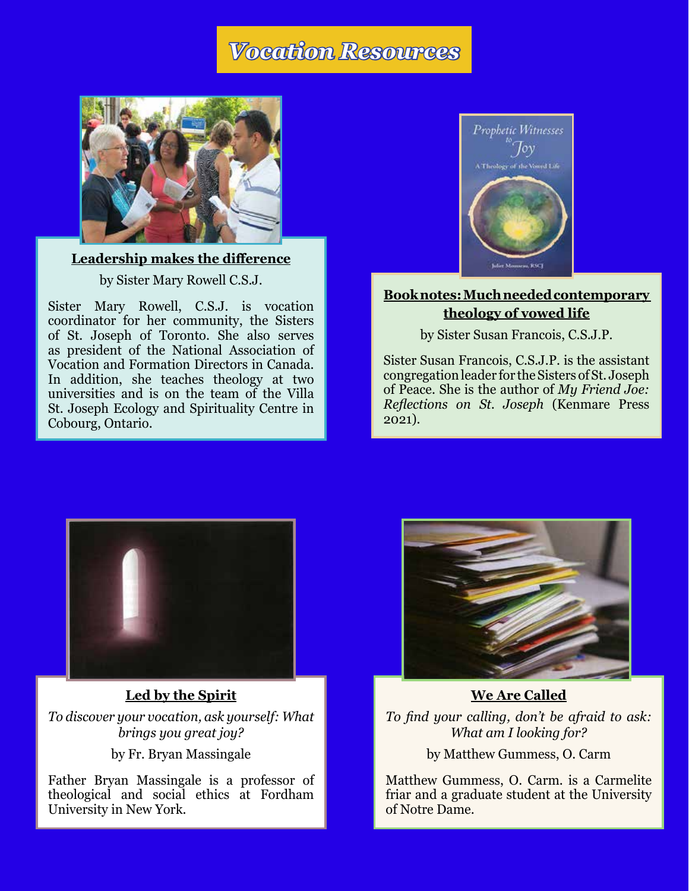# Vocation Resources

**Leadership makes the difference**

by Sister Mary Rowell C.S.J.

Sister Mary Rowell, C.S.J. is vocation coordinator for her community, the Sisters of St. Joseph of Toronto. She also serves as president of the National Association of Vocation and Formation Directors in Canada. In addition, she teaches theology at two universities and is on the team of the Villa St. Joseph Ecology and Spirituality Centre in Cobourg, Ontario.

**Book notes: Much needed contemporary theology of vowed life**

by Sister Susan Francois, C.S.J.P.

Sister Susan Francois, C.S.J.P. is the assistant congregation leader for the Sisters of St. Joseph of Peace. She is the author of *My Friend Joe: Reflections on St. Joseph* (Kenmare Press 2021).

**Led by the Spirit**

*To discover your vocation, ask yourself: What brings you great joy?*

by Fr. Bryan Massingale

Father Bryan Massingale is a professor of theological and social ethics at Fordham University in New York.

**We Are Called**

*To find your calling, don't be afraid to ask: What am I looking for?*

by Matthew Gummess, O. Carm

Matthew Gummess, O. Carm. is a Carmelite friar and a graduate student at the University of Notre Dame.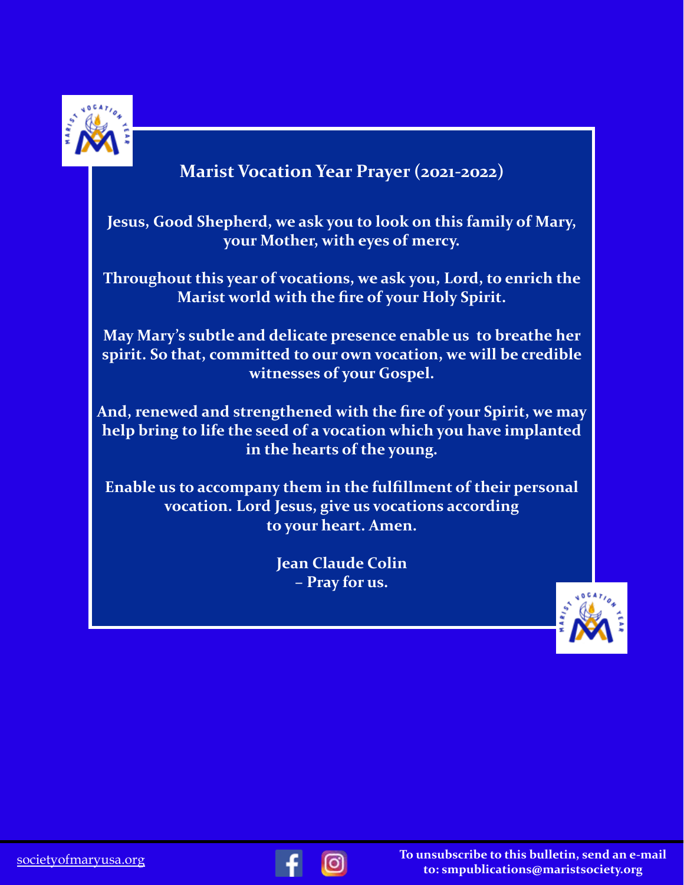## Marist Vocation Year Prayer (2021-2022)

**Jesus, Good Shepherd, we ask you to look on this family of Mary, your Mother, with eyes of mercy.**

**Throughout this year of vocations, we ask you, Lord, to enrich the Marist world with the fire of your Holy Spirit.**

**May Mary's subtle and delicate presence enable us to breathe her spirit. So that, committed to our own vocation, we will be credible witnesses of your Gospel.**

**And, renewed and strengthened with the fire of your Spirit, we may help bring to life the seed of a vocation which you have implanted in the hearts of the young.**

**Enable us to accompany them in the fulfillment of their personal vocation. Lord Jesus, give us vocations according to your heart. Amen.**

**Jean Claude Colin**
**– Pray for us.**

societyofmaryusa.org

**To unsubscribe to this bulletin, send an e-mail to: smpublications@maristsociety.org**